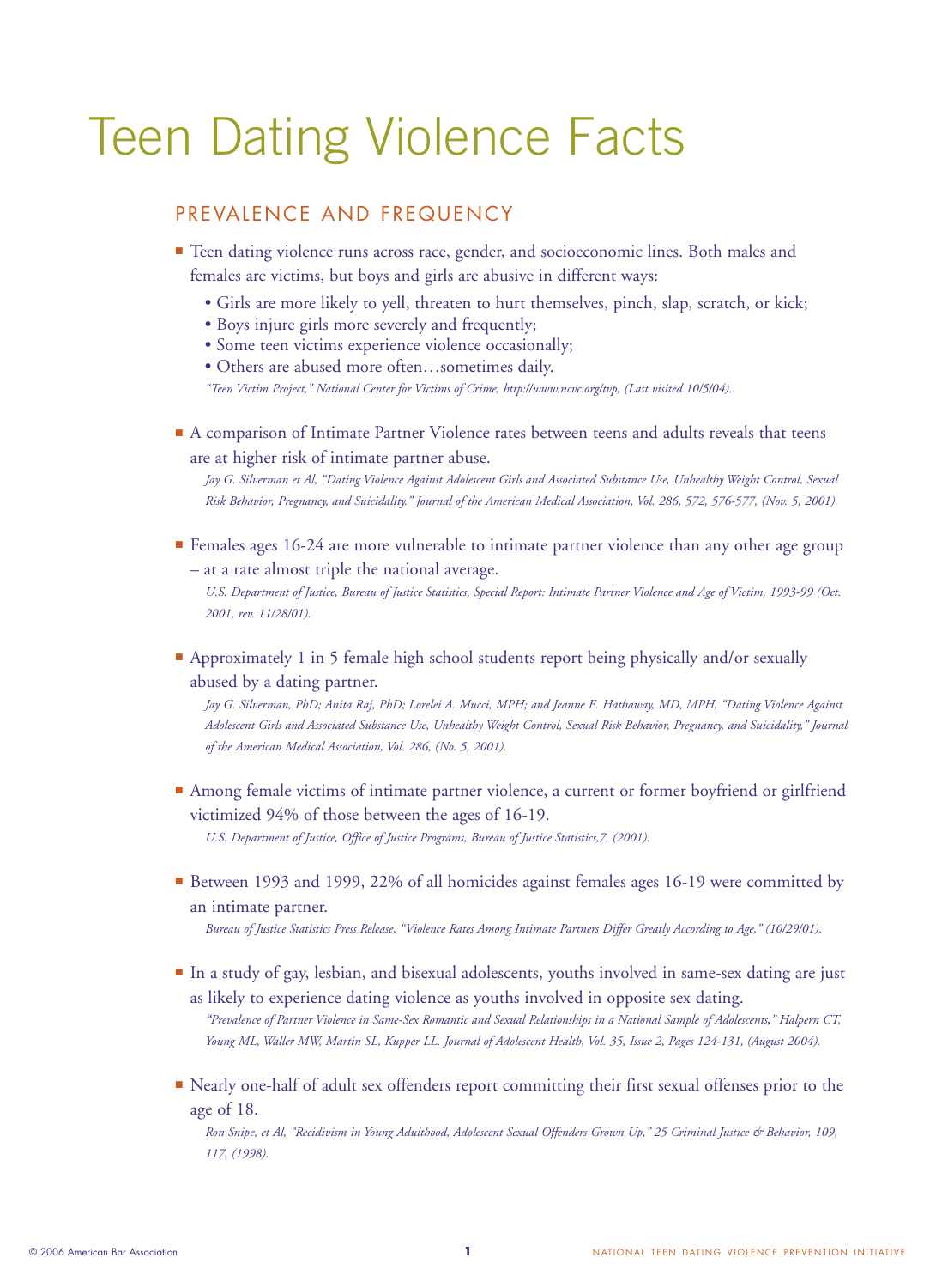# Teen Dating Violence Facts

## PREVALENCE AND FREQUENCY

- Teen dating violence runs across race, gender, and socioeconomic lines. Both males and females are victims, but boys and girls are abusive in different ways:
  - Girls are more likely to yell, threaten to hurt themselves, pinch, slap, scratch, or kick;
  - Boys injure girls more severely and frequently;
  - Some teen victims experience violence occasionally;
  - Others are abused more often…sometimes daily.

  *"Teen Victim Project," National Center for Victims of Crime, http://www.ncvc.org/tvp, (Last visited 10/5/04).*

- A comparison of Intimate Partner Violence rates between teens and adults reveals that teens are at higher risk of intimate partner abuse.

  *Jay G. Silverman et Al, "Dating Violence Against Adolescent Girls and Associated Substance Use, Unhealthy Weight Control, Sexual Risk Behavior, Pregnancy, and Suicidality." Journal of the American Medical Association, Vol. 286, 572, 576-577, (Nov. 5, 2001).*

- Females ages 16-24 are more vulnerable to intimate partner violence than any other age group – at a rate almost triple the national average.

  *U.S. Department of Justice, Bureau of Justice Statistics, Special Report: Intimate Partner Violence and Age of Victim, 1993-99 (Oct. 2001, rev. 11/28/01).*

- Approximately 1 in 5 female high school students report being physically and/or sexually abused by a dating partner.

  *Jay G. Silverman, PhD; Anita Raj, PhD; Lorelei A. Mucci, MPH; and Jeanne E. Hathaway, MD, MPH, "Dating Violence Against Adolescent Girls and Associated Substance Use, Unhealthy Weight Control, Sexual Risk Behavior, Pregnancy, and Suicidality," Journal of the American Medical Association, Vol. 286, (No. 5, 2001).*

- Among female victims of intimate partner violence, a current or former boyfriend or girlfriend victimized 94% of those between the ages of 16-19.

  *U.S. Department of Justice, Office of Justice Programs, Bureau of Justice Statistics,7, (2001).*

- Between 1993 and 1999, 22% of all homicides against females ages 16-19 were committed by an intimate partner.

  *Bureau of Justice Statistics Press Release, "Violence Rates Among Intimate Partners Differ Greatly According to Age," (10/29/01).*

- In a study of gay, lesbian, and bisexual adolescents, youths involved in same-sex dating are just as likely to experience dating violence as youths involved in opposite sex dating.

  *"Prevalence of Partner Violence in Same-Sex Romantic and Sexual Relationships in a National Sample of Adolescents," Halpern CT, Young ML, Waller MW, Martin SL, Kupper LL. Journal of Adolescent Health, Vol. 35, Issue 2, Pages 124-131, (August 2004).*

- Nearly one-half of adult sex offenders report committing their first sexual offenses prior to the age of 18.

  *Ron Snipe, et Al, "Recidivism in Young Adulthood, Adolescent Sexual Offenders Grown Up," 25 Criminal Justice & Behavior, 109, 117, (1998).*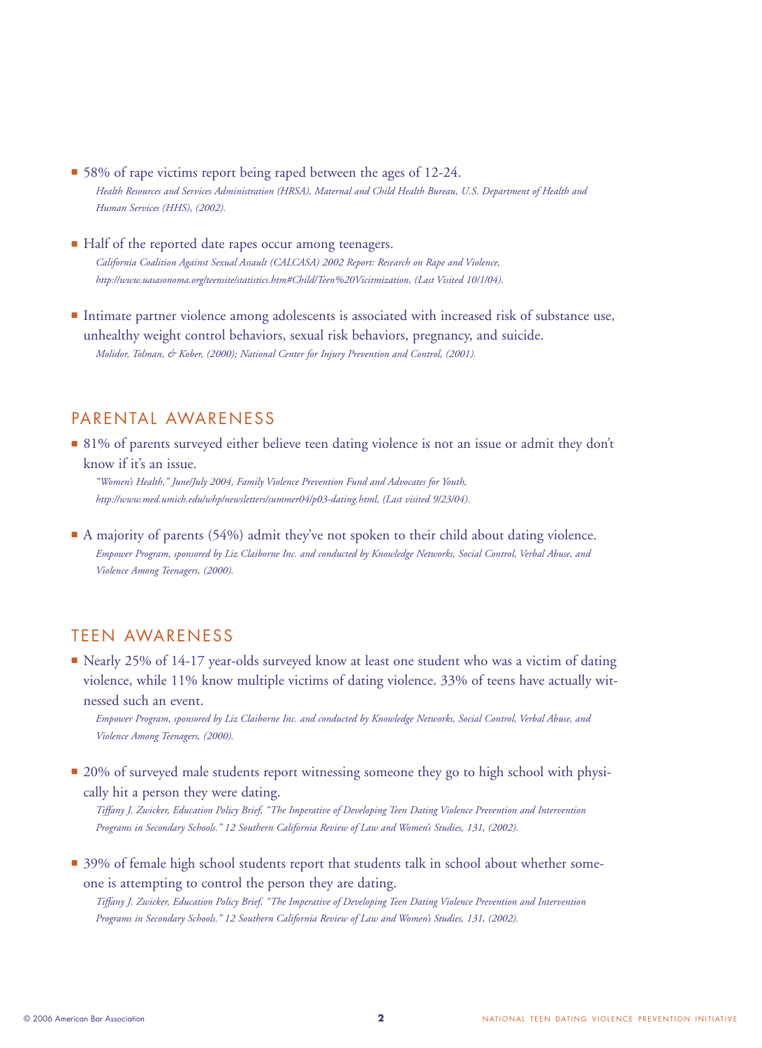- 58% of rape victims report being raped between the ages of 12-24.
  *Health Resources and Services Administration (HRSA), Maternal and Child Health Bureau, U.S. Department of Health and Human Services (HHS), (2002).*

- Half of the reported date rapes occur among teenagers.
  *California Coalition Against Sexual Assault (CALCASA) 2002 Report: Research on Rape and Violence, http://www.uasasonoma.org/teensite/statistics.htm#Child/Teen%20Vicitmization, (Last Visited 10/1/04).*

- Intimate partner violence among adolescents is associated with increased risk of substance use, unhealthy weight control behaviors, sexual risk behaviors, pregnancy, and suicide.
  *Molidor, Tolman, & Kober, (2000); National Center for Injury Prevention and Control, (2001).*

## PARENTAL AWARENESS

- 81% of parents surveyed either believe teen dating violence is not an issue or admit they don't know if it's an issue.
  *"Women's Health," June/July 2004, Family Violence Prevention Fund and Advocates for Youth, http://www.med.umich.edu/whp/newsletters/summer04/p03-dating.html, (Last visited 9/23/04).*

- A majority of parents (54%) admit they've not spoken to their child about dating violence.
  *Empower Program, sponsored by Liz Claiborne Inc. and conducted by Knowledge Networks, Social Control, Verbal Abuse, and Violence Among Teenagers, (2000).*

## TEEN AWARENESS

- Nearly 25% of 14-17 year-olds surveyed know at least one student who was a victim of dating violence, while 11% know multiple victims of dating violence. 33% of teens have actually witnessed such an event.
  *Empower Program, sponsored by Liz Claiborne Inc. and conducted by Knowledge Networks, Social Control, Verbal Abuse, and Violence Among Teenagers, (2000).*

- 20% of surveyed male students report witnessing someone they go to high school with physically hit a person they were dating.
  *Tiffany J. Zwicker, Education Policy Brief, "The Imperative of Developing Teen Dating Violence Prevention and Intervention Programs in Secondary Schools." 12 Southern California Review of Law and Women's Studies, 131, (2002).*

- 39% of female high school students report that students talk in school about whether someone is attempting to control the person they are dating.
  *Tiffany J. Zwicker, Education Policy Brief, "The Imperative of Developing Teen Dating Violence Prevention and Intervention Programs in Secondary Schools." 12 Southern California Review of Law and Women's Studies, 131, (2002).*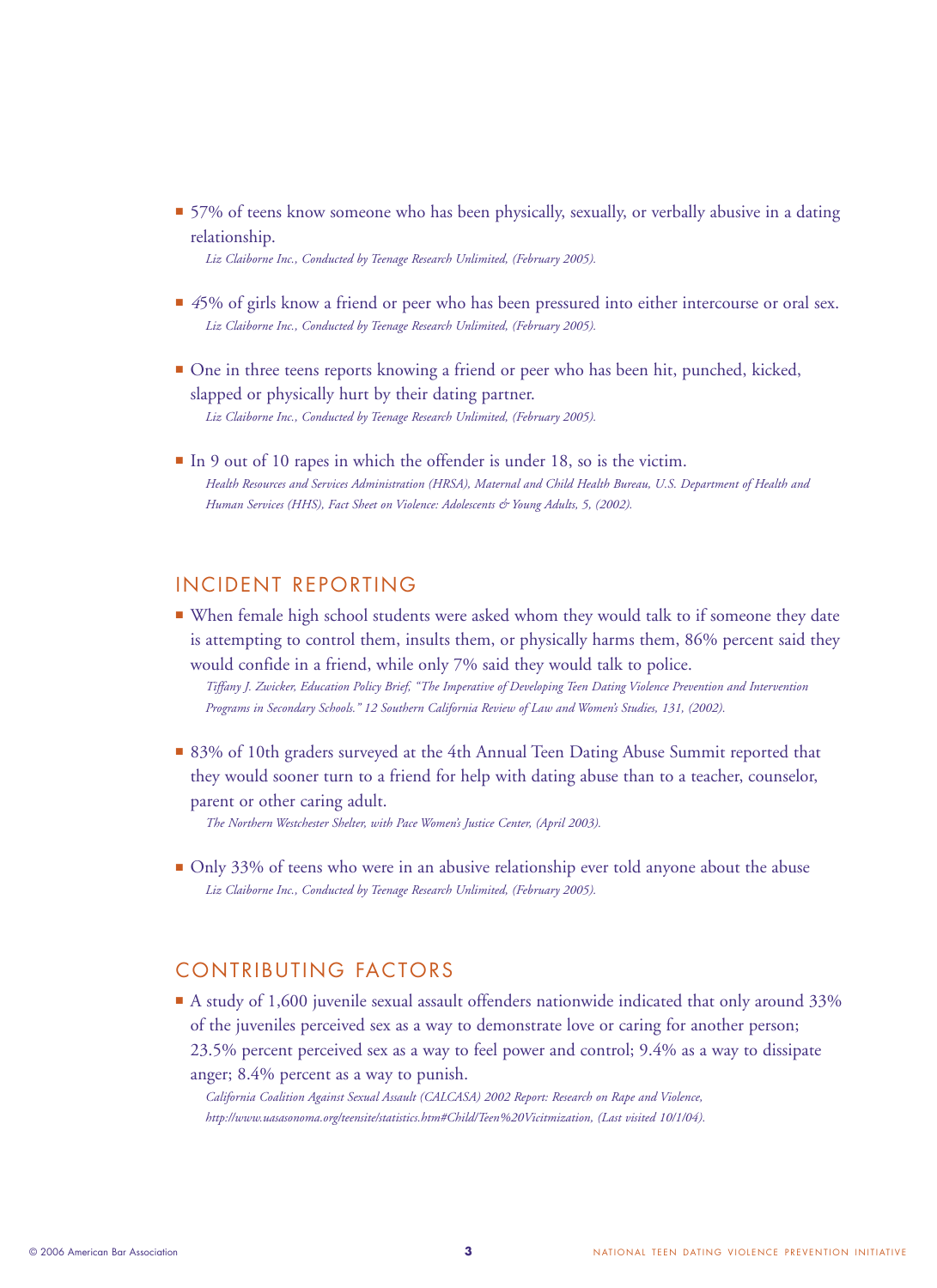- 57% of teens know someone who has been physically, sexually, or verbally abusive in a dating relationship.
  *Liz Claiborne Inc., Conducted by Teenage Research Unlimited, (February 2005).*

- 45% of girls know a friend or peer who has been pressured into either intercourse or oral sex.
  *Liz Claiborne Inc., Conducted by Teenage Research Unlimited, (February 2005).*

- One in three teens reports knowing a friend or peer who has been hit, punched, kicked, slapped or physically hurt by their dating partner.
  *Liz Claiborne Inc., Conducted by Teenage Research Unlimited, (February 2005).*

- In 9 out of 10 rapes in which the offender is under 18, so is the victim.
  *Health Resources and Services Administration (HRSA), Maternal and Child Health Bureau, U.S. Department of Health and Human Services (HHS), Fact Sheet on Violence: Adolescents & Young Adults, 5, (2002).*

## INCIDENT REPORTING

- When female high school students were asked whom they would talk to if someone they date is attempting to control them, insults them, or physically harms them, 86% percent said they would confide in a friend, while only 7% said they would talk to police.
  *Tiffany J. Zwicker, Education Policy Brief, "The Imperative of Developing Teen Dating Violence Prevention and Intervention Programs in Secondary Schools." 12 Southern California Review of Law and Women's Studies, 131, (2002).*

- 83% of 10th graders surveyed at the 4th Annual Teen Dating Abuse Summit reported that they would sooner turn to a friend for help with dating abuse than to a teacher, counselor, parent or other caring adult.
  *The Northern Westchester Shelter, with Pace Women's Justice Center, (April 2003).*

- Only 33% of teens who were in an abusive relationship ever told anyone about the abuse
  *Liz Claiborne Inc., Conducted by Teenage Research Unlimited, (February 2005).*

## CONTRIBUTING FACTORS

- A study of 1,600 juvenile sexual assault offenders nationwide indicated that only around 33% of the juveniles perceived sex as a way to demonstrate love or caring for another person; 23.5% percent perceived sex as a way to feel power and control; 9.4% as a way to dissipate anger; 8.4% percent as a way to punish.
  *California Coalition Against Sexual Assault (CALCASA) 2002 Report: Research on Rape and Violence, http://www.uasasonoma.org/teensite/statistics.htm#Child/Teen%20Vicitmization, (Last visited 10/1/04).*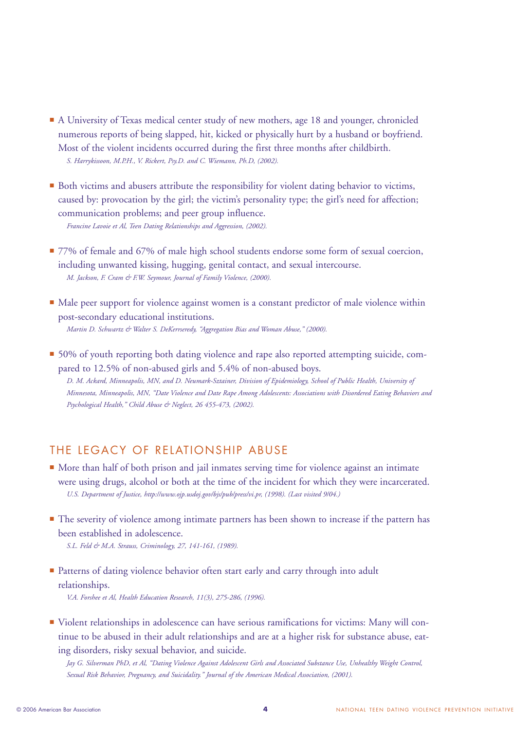- A University of Texas medical center study of new mothers, age 18 and younger, chronicled numerous reports of being slapped, hit, kicked or physically hurt by a husband or boyfriend. Most of the violent incidents occurred during the first three months after childbirth.
  *S. Harrykissoon, M.P.H., V. Rickert, Psy.D. and C. Wiemann, Ph.D, (2002).*

- Both victims and abusers attribute the responsibility for violent dating behavior to victims, caused by: provocation by the girl; the victim's personality type; the girl's need for affection; communication problems; and peer group influence.
  *Francine Lavoie et Al, Teen Dating Relationships and Aggression, (2002).*

- 77% of female and 67% of male high school students endorse some form of sexual coercion, including unwanted kissing, hugging, genital contact, and sexual intercourse.
  *M. Jackson, F. Cram & F.W. Seymour, Journal of Family Violence, (2000).*

- Male peer support for violence against women is a constant predictor of male violence within post-secondary educational institutions.
  *Martin D. Schwartz & Walter S. DeKerseredy, "Aggregation Bias and Woman Abuse," (2000).*

- 50% of youth reporting both dating violence and rape also reported attempting suicide, compared to 12.5% of non-abused girls and 5.4% of non-abused boys.
  *D. M. Ackard, Minneapolis, MN, and D. Neumark-Sztainer, Division of Epidemiology, School of Public Health, University of Minnesota, Minneapolis, MN, "Date Violence and Date Rape Among Adolescents: Associations with Disordered Eating Behaviors and Psychological Health," Child Abuse & Neglect, 26 455-473, (2002).*

## THE LEGACY OF RELATIONSHIP ABUSE

- More than half of both prison and jail inmates serving time for violence against an intimate were using drugs, alcohol or both at the time of the incident for which they were incarcerated.
  *U.S. Department of Justice, http://www.ojp.usdoj.gov/bjs/pub/press/vi.pr, (1998). (Last visited 9/04.)*

- The severity of violence among intimate partners has been shown to increase if the pattern has been established in adolescence.
  *S.L. Feld & M.A. Strauss, Criminology, 27, 141-161, (1989).*

- Patterns of dating violence behavior often start early and carry through into adult relationships.
  *V.A. Forshee et Al, Health Education Research, 11(3), 275-286, (1996).*

- Violent relationships in adolescence can have serious ramifications for victims: Many will continue to be abused in their adult relationships and are at a higher risk for substance abuse, eating disorders, risky sexual behavior, and suicide.
  *Jay G. Silverman PhD, et Al, "Dating Violence Against Adolescent Girls and Associated Substance Use, Unhealthy Weight Control, Sexual Risk Behavior, Pregnancy, and Suicidality." Journal of the American Medical Association, (2001).*